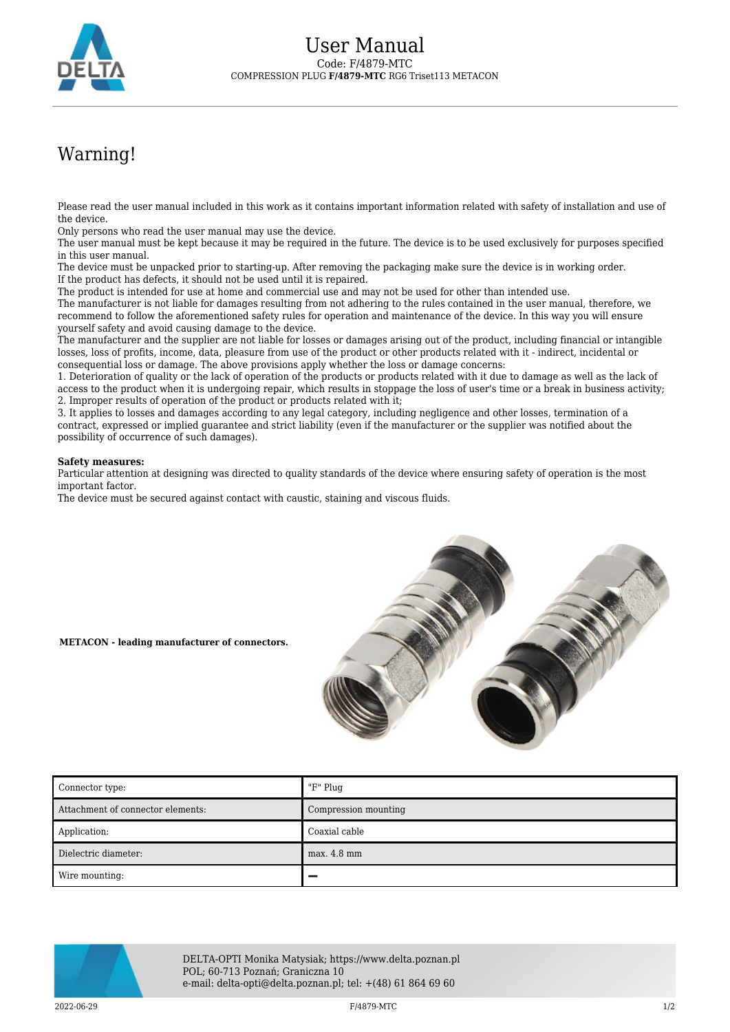# User Manual

Code: F/4879-MTC
COMPRESSION PLUG **F/4879-MTC** RG6 Triset113 METACON

## Warning!

Please read the user manual included in this work as it contains important information related with safety of installation and use of the device.
Only persons who read the user manual may use the device.
The user manual must be kept because it may be required in the future. The device is to be used exclusively for purposes specified in this user manual.
The device must be unpacked prior to starting-up. After removing the packaging make sure the device is in working order.
If the product has defects, it should not be used until it is repaired.
The product is intended for use at home and commercial use and may not be used for other than intended use.
The manufacturer is not liable for damages resulting from not adhering to the rules contained in the user manual, therefore, we recommend to follow the aforementioned safety rules for operation and maintenance of the device. In this way you will ensure yourself safety and avoid causing damage to the device.
The manufacturer and the supplier are not liable for losses or damages arising out of the product, including financial or intangible losses, loss of profits, income, data, pleasure from use of the product or other products related with it - indirect, incidental or consequential loss or damage. The above provisions apply whether the loss or damage concerns:
1. Deterioration of quality or the lack of operation of the products or products related with it due to damage as well as the lack of access to the product when it is undergoing repair, which results in stoppage the loss of user's time or a break in business activity;
2. Improper results of operation of the product or products related with it;
3. It applies to losses and damages according to any legal category, including negligence and other losses, termination of a contract, expressed or implied guarantee and strict liability (even if the manufacturer or the supplier was notified about the possibility of occurrence of such damages).

**Safety measures:**
Particular attention at designing was directed to quality standards of the device where ensuring safety of operation is the most important factor.
The device must be secured against contact with caustic, staining and viscous fluids.

**METACON - leading manufacturer of connectors.**

| Connector type: | "F" Plug |
|---|---|
| Attachment of connector elements: | Compression mounting |
| Application: | Coaxial cable |
| Dielectric diameter: | max. 4.8 mm |
| Wire mounting: | – |

DELTA-OPTI Monika Matysiak; https://www.delta.poznan.pl
POL; 60-713 Poznań; Graniczna 10
e-mail: delta-opti@delta.poznan.pl; tel: +(48) 61 864 69 60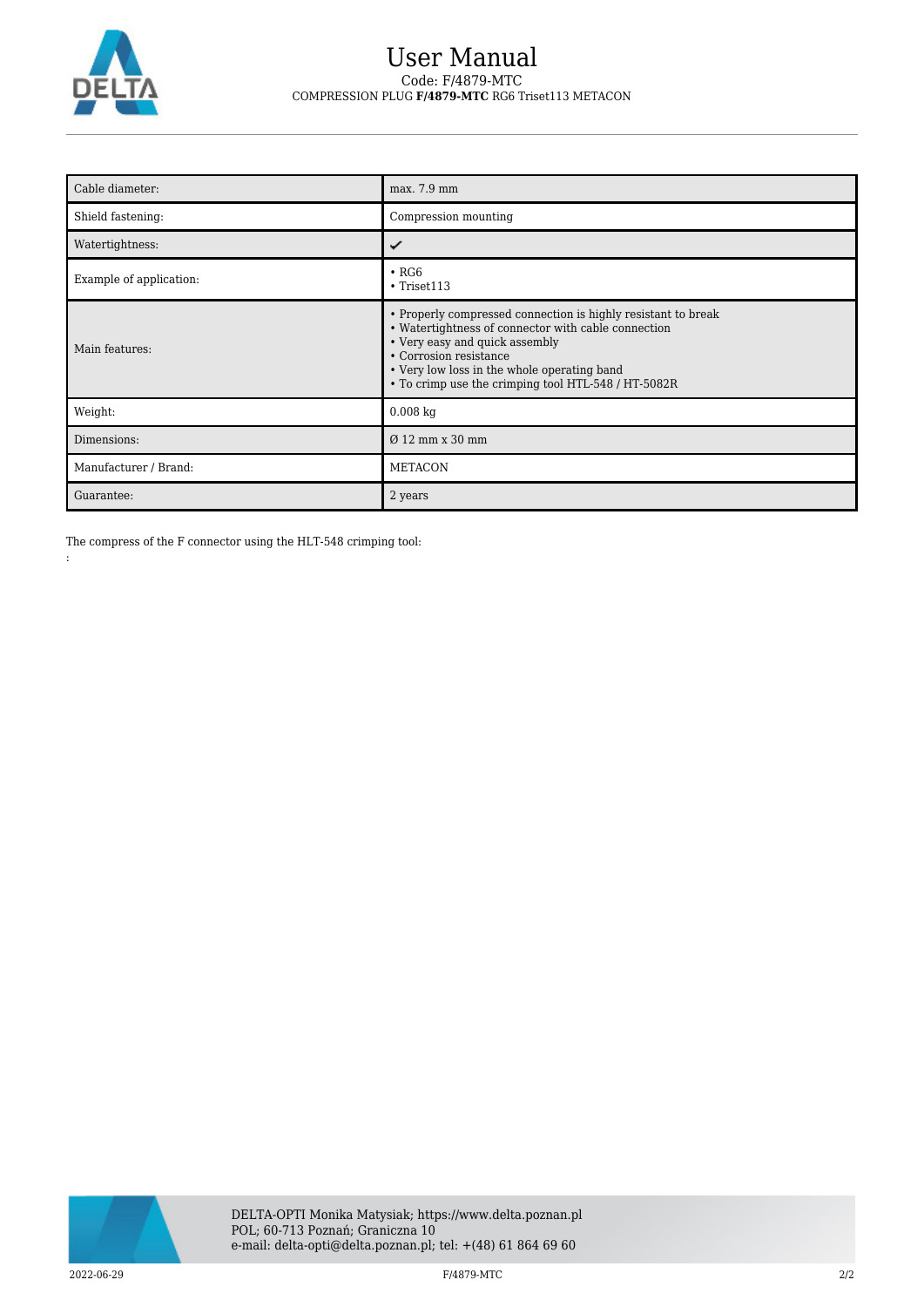# User Manual

Code: F/4879-MTC

COMPRESSION PLUG **F/4879-MTC** RG6 Triset113 METACON

| | |
|---|---|
| Cable diameter: | max. 7.9 mm |
| Shield fastening: | Compression mounting |
| Watertightness: | ✔ |
| Example of application: | • RG6<br>• Triset113 |
| Main features: | • Properly compressed connection is highly resistant to break<br>• Watertightness of connector with cable connection<br>• Very easy and quick assembly<br>• Corrosion resistance<br>• Very low loss in the whole operating band<br>• To crimp use the crimping tool HTL-548 / HT-5082R |
| Weight: | 0.008 kg |
| Dimensions: | Ø 12 mm x 30 mm |
| Manufacturer / Brand: | METACON |
| Guarantee: | 2 years |

The compress of the F connector using the HLT-548 crimping tool:

:

DELTA-OPTI Monika Matysiak; https://www.delta.poznan.pl
POL; 60-713 Poznań; Graniczna 10
e-mail: delta-opti@delta.poznan.pl; tel: +(48) 61 864 69 60